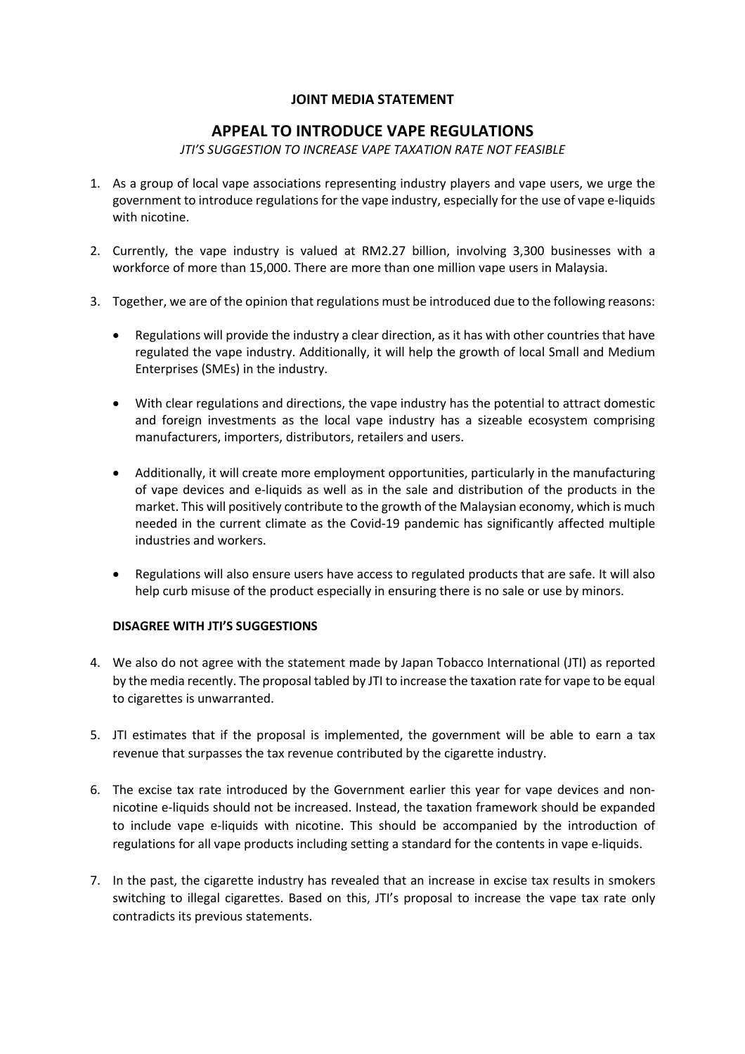**JOINT MEDIA STATEMENT**

# APPEAL TO INTRODUCE VAPE REGULATIONS

*JTI'S SUGGESTION TO INCREASE VAPE TAXATION RATE NOT FEASIBLE*

1. As a group of local vape associations representing industry players and vape users, we urge the government to introduce regulations for the vape industry, especially for the use of vape e-liquids with nicotine.

2. Currently, the vape industry is valued at RM2.27 billion, involving 3,300 businesses with a workforce of more than 15,000. There are more than one million vape users in Malaysia.

3. Together, we are of the opinion that regulations must be introduced due to the following reasons:

    - Regulations will provide the industry a clear direction, as it has with other countries that have regulated the vape industry. Additionally, it will help the growth of local Small and Medium Enterprises (SMEs) in the industry.

    - With clear regulations and directions, the vape industry has the potential to attract domestic and foreign investments as the local vape industry has a sizeable ecosystem comprising manufacturers, importers, distributors, retailers and users.

    - Additionally, it will create more employment opportunities, particularly in the manufacturing of vape devices and e-liquids as well as in the sale and distribution of the products in the market. This will positively contribute to the growth of the Malaysian economy, which is much needed in the current climate as the Covid-19 pandemic has significantly affected multiple industries and workers.

    - Regulations will also ensure users have access to regulated products that are safe. It will also help curb misuse of the product especially in ensuring there is no sale or use by minors.

**DISAGREE WITH JTI'S SUGGESTIONS**

4. We also do not agree with the statement made by Japan Tobacco International (JTI) as reported by the media recently. The proposal tabled by JTI to increase the taxation rate for vape to be equal to cigarettes is unwarranted.

5. JTI estimates that if the proposal is implemented, the government will be able to earn a tax revenue that surpasses the tax revenue contributed by the cigarette industry.

6. The excise tax rate introduced by the Government earlier this year for vape devices and non-nicotine e-liquids should not be increased. Instead, the taxation framework should be expanded to include vape e-liquids with nicotine. This should be accompanied by the introduction of regulations for all vape products including setting a standard for the contents in vape e-liquids.

7. In the past, the cigarette industry has revealed that an increase in excise tax results in smokers switching to illegal cigarettes. Based on this, JTI's proposal to increase the vape tax rate only contradicts its previous statements.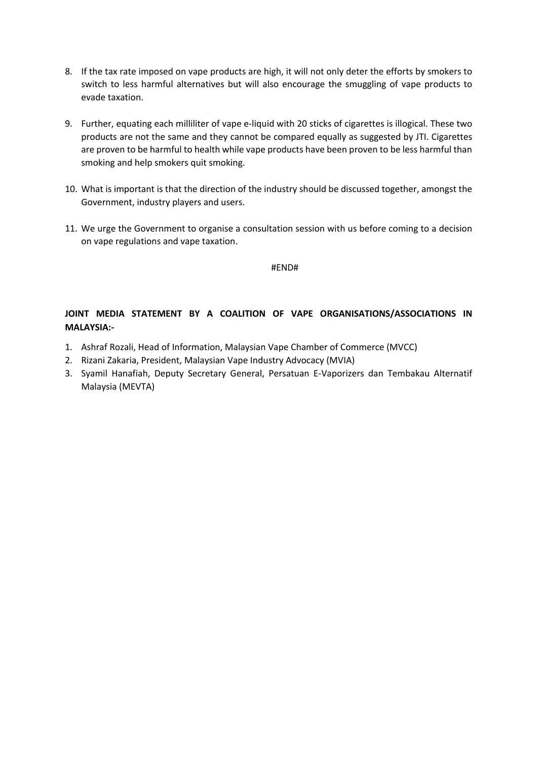8. If the tax rate imposed on vape products are high, it will not only deter the efforts by smokers to switch to less harmful alternatives but will also encourage the smuggling of vape products to evade taxation.

9. Further, equating each milliliter of vape e-liquid with 20 sticks of cigarettes is illogical. These two products are not the same and they cannot be compared equally as suggested by JTI. Cigarettes are proven to be harmful to health while vape products have been proven to be less harmful than smoking and help smokers quit smoking.

10. What is important is that the direction of the industry should be discussed together, amongst the Government, industry players and users.

11. We urge the Government to organise a consultation session with us before coming to a decision on vape regulations and vape taxation.

#END#

**JOINT MEDIA STATEMENT BY A COALITION OF VAPE ORGANISATIONS/ASSOCIATIONS IN MALAYSIA:-**

1. Ashraf Rozali, Head of Information, Malaysian Vape Chamber of Commerce (MVCC)
2. Rizani Zakaria, President, Malaysian Vape Industry Advocacy (MVIA)
3. Syamil Hanafiah, Deputy Secretary General, Persatuan E-Vaporizers dan Tembakau Alternatif Malaysia (MEVTA)